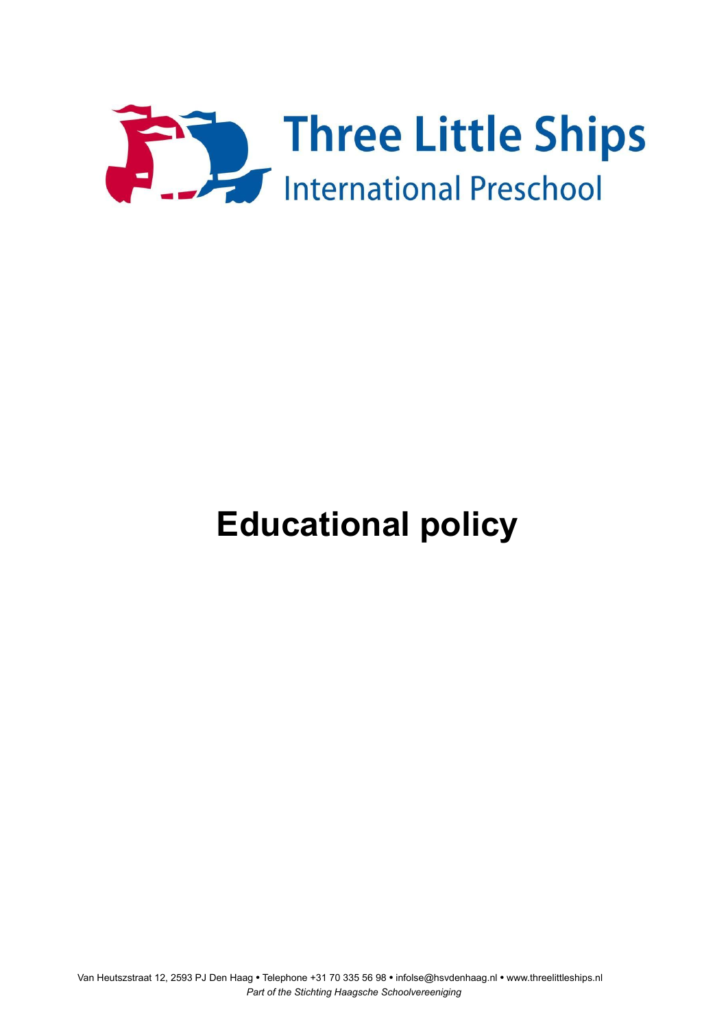Three Little Ships

International Preschool

# Educational policy

Van Heutszstraat 12, 2593 PJ Den Haag • Telephone +31 70 335 56 98 • infolse@hsvdenhaag.nl • www.threelittleships.nl

*Part of the Stichting Haagsche Schoolvereeniging*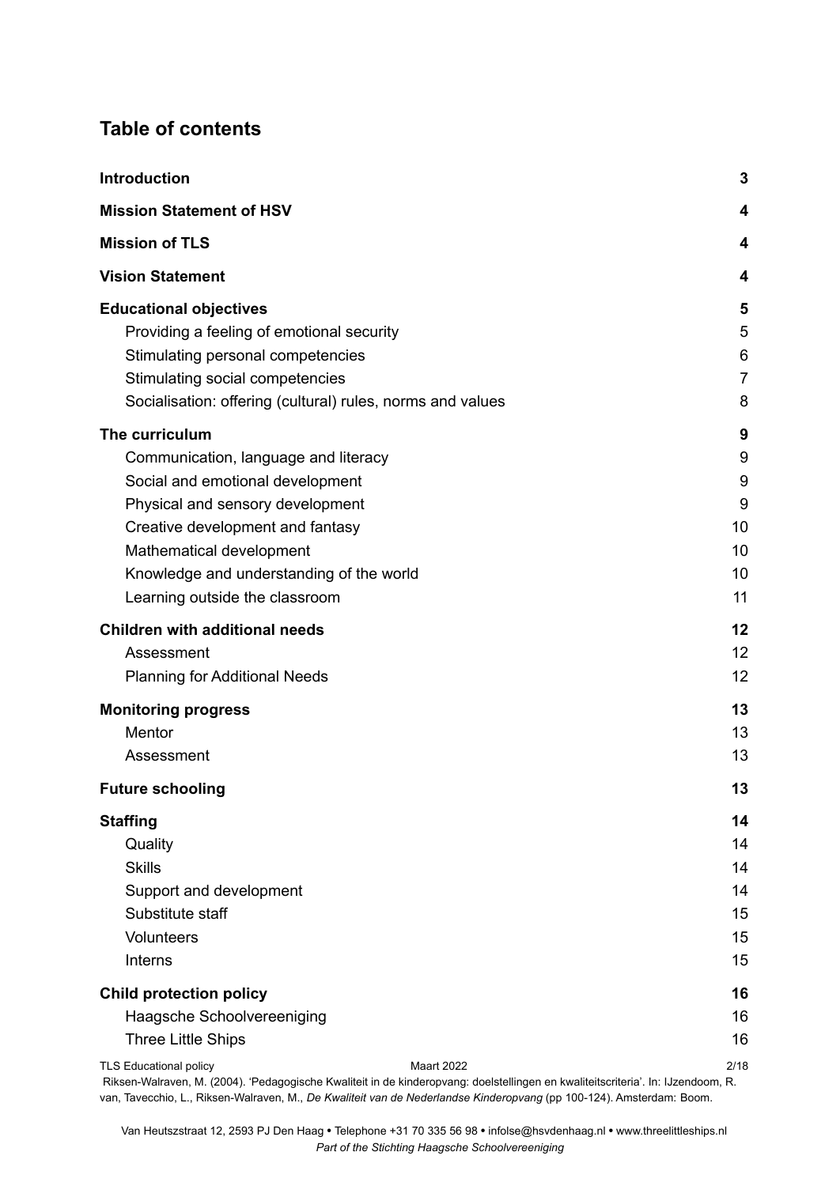## Table of contents

| | |
|---|---|
| **Introduction** | **3** |
| **Mission Statement of HSV** | **4** |
| **Mission of TLS** | **4** |
| **Vision Statement** | **4** |
| **Educational objectives** | **5** |
| Providing a feeling of emotional security | 5 |
| Stimulating personal competencies | 6 |
| Stimulating social competencies | 7 |
| Socialisation: offering (cultural) rules, norms and values | 8 |
| **The curriculum** | **9** |
| Communication, language and literacy | 9 |
| Social and emotional development | 9 |
| Physical and sensory development | 9 |
| Creative development and fantasy | 10 |
| Mathematical development | 10 |
| Knowledge and understanding of the world | 10 |
| Learning outside the classroom | 11 |
| **Children with additional needs** | **12** |
| Assessment | 12 |
| Planning for Additional Needs | 12 |
| **Monitoring progress** | **13** |
| Mentor | 13 |
| Assessment | 13 |
| **Future schooling** | **13** |
| **Staffing** | **14** |
| Quality | 14 |
| Skills | 14 |
| Support and development | 14 |
| Substitute staff | 15 |
| Volunteers | 15 |
| Interns | 15 |
| **Child protection policy** | **16** |
| Haagsche Schoolvereeniging | 16 |
| Three Little Ships | 16 |

Riksen-Walraven, M. (2004). 'Pedagogische Kwaliteit in de kinderopvang: doelstellingen en kwaliteitscriteria'. In: IJzendoom, R. van, Tavecchio, L., Riksen-Walraven, M., *De Kwaliteit van de Nederlandse Kinderopvang* (pp 100-124). Amsterdam: Boom.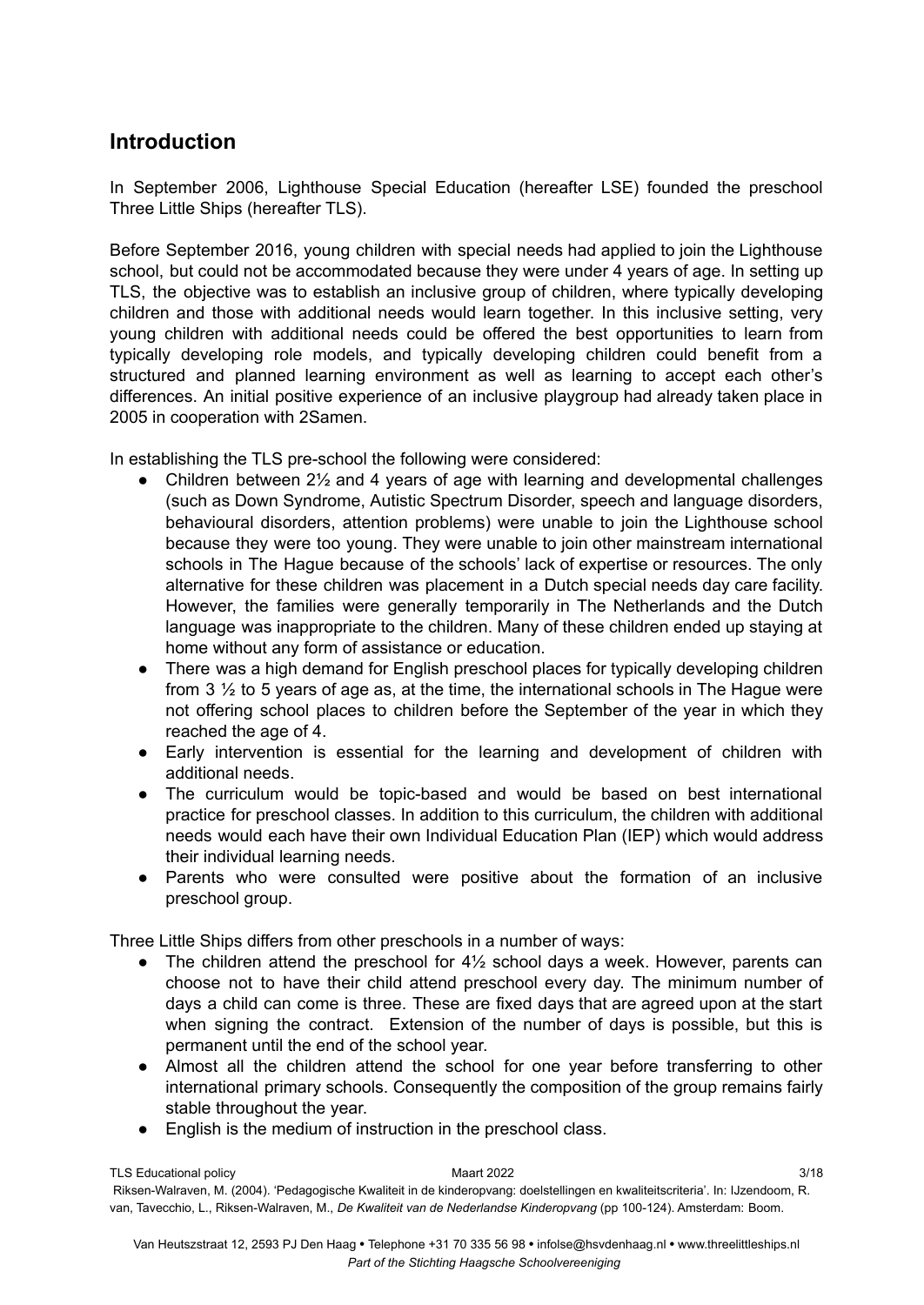## Introduction

In September 2006, Lighthouse Special Education (hereafter LSE) founded the preschool Three Little Ships (hereafter TLS).

Before September 2016, young children with special needs had applied to join the Lighthouse school, but could not be accommodated because they were under 4 years of age. In setting up TLS, the objective was to establish an inclusive group of children, where typically developing children and those with additional needs would learn together. In this inclusive setting, very young children with additional needs could be offered the best opportunities to learn from typically developing role models, and typically developing children could benefit from a structured and planned learning environment as well as learning to accept each other's differences. An initial positive experience of an inclusive playgroup had already taken place in 2005 in cooperation with 2Samen.

In establishing the TLS pre-school the following were considered:

- Children between 2½ and 4 years of age with learning and developmental challenges (such as Down Syndrome, Autistic Spectrum Disorder, speech and language disorders, behavioural disorders, attention problems) were unable to join the Lighthouse school because they were too young. They were unable to join other mainstream international schools in The Hague because of the schools' lack of expertise or resources. The only alternative for these children was placement in a Dutch special needs day care facility. However, the families were generally temporarily in The Netherlands and the Dutch language was inappropriate to the children. Many of these children ended up staying at home without any form of assistance or education.
- There was a high demand for English preschool places for typically developing children from 3 ½ to 5 years of age as, at the time, the international schools in The Hague were not offering school places to children before the September of the year in which they reached the age of 4.
- Early intervention is essential for the learning and development of children with additional needs.
- The curriculum would be topic-based and would be based on best international practice for preschool classes. In addition to this curriculum, the children with additional needs would each have their own Individual Education Plan (IEP) which would address their individual learning needs.
- Parents who were consulted were positive about the formation of an inclusive preschool group.

Three Little Ships differs from other preschools in a number of ways:

- The children attend the preschool for 4½ school days a week. However, parents can choose not to have their child attend preschool every day. The minimum number of days a child can come is three. These are fixed days that are agreed upon at the start when signing the contract. Extension of the number of days is possible, but this is permanent until the end of the school year.
- Almost all the children attend the school for one year before transferring to other international primary schools. Consequently the composition of the group remains fairly stable throughout the year.
- English is the medium of instruction in the preschool class.

Riksen-Walraven, M. (2004). 'Pedagogische Kwaliteit in de kinderopvang: doelstellingen en kwaliteitscriteria'. In: IJzendoom, R. van, Tavecchio, L., Riksen-Walraven, M., *De Kwaliteit van de Nederlandse Kinderopvang* (pp 100-124). Amsterdam: Boom.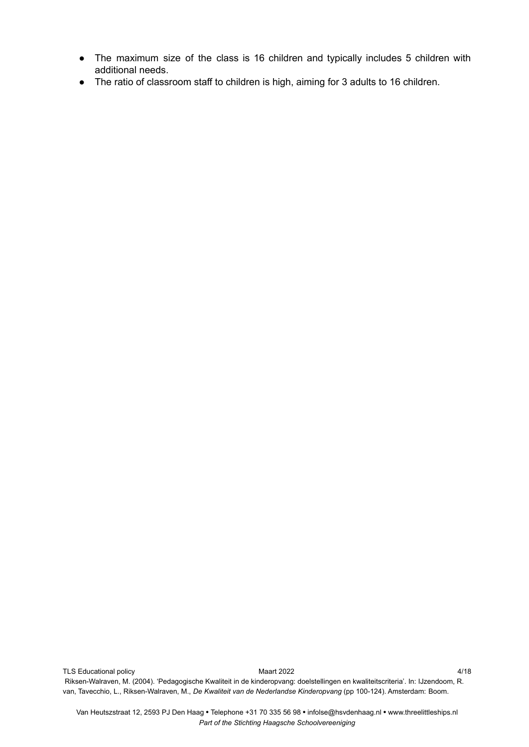- The maximum size of the class is 16 children and typically includes 5 children with additional needs.
- The ratio of classroom staff to children is high, aiming for 3 adults to 16 children.

Riksen-Walraven, M. (2004). 'Pedagogische Kwaliteit in de kinderopvang: doelstellingen en kwaliteitscriteria'. In: IJzendoom, R. van, Tavecchio, L., Riksen-Walraven, M., *De Kwaliteit van de Nederlandse Kinderopvang* (pp 100-124). Amsterdam: Boom.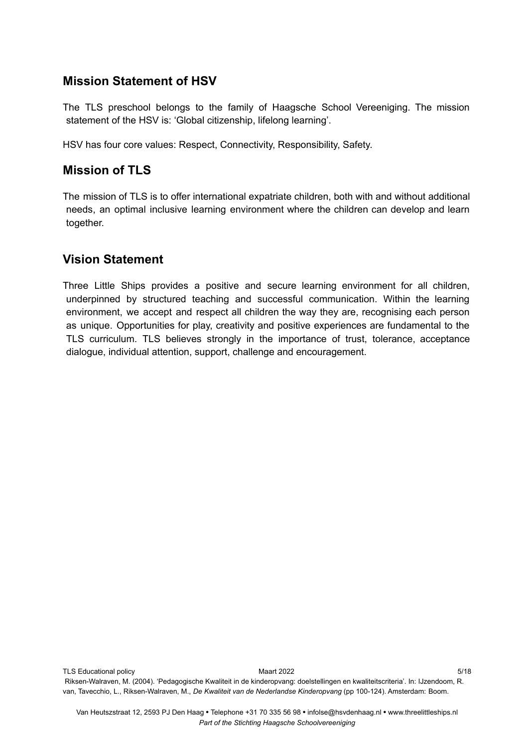## Mission Statement of HSV

The TLS preschool belongs to the family of Haagsche School Vereeniging. The mission statement of the HSV is: 'Global citizenship, lifelong learning'.

HSV has four core values: Respect, Connectivity, Responsibility, Safety.

## Mission of TLS

The mission of TLS is to offer international expatriate children, both with and without additional needs, an optimal inclusive learning environment where the children can develop and learn together.

## Vision Statement

Three Little Ships provides a positive and secure learning environment for all children, underpinned by structured teaching and successful communication. Within the learning environment, we accept and respect all children the way they are, recognising each person as unique. Opportunities for play, creativity and positive experiences are fundamental to the TLS curriculum. TLS believes strongly in the importance of trust, tolerance, acceptance dialogue, individual attention, support, challenge and encouragement.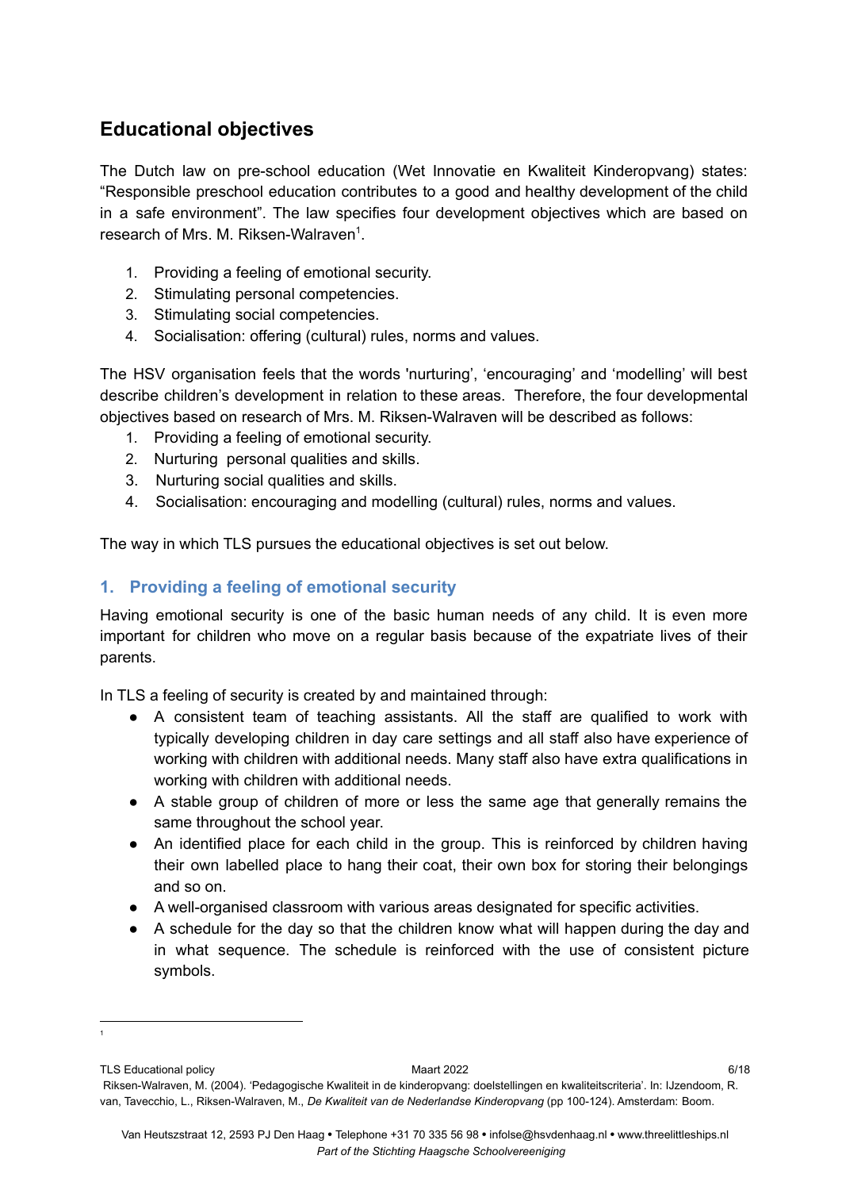## Educational objectives

The Dutch law on pre-school education (Wet Innovatie en Kwaliteit Kinderopvang) states: "Responsible preschool education contributes to a good and healthy development of the child in a safe environment". The law specifies four development objectives which are based on research of Mrs. M. Riksen-Walraven[1].

1. Providing a feeling of emotional security.
2. Stimulating personal competencies.
3. Stimulating social competencies.
4. Socialisation: offering (cultural) rules, norms and values.

The HSV organisation feels that the words 'nurturing', 'encouraging' and 'modelling' will best describe children's development in relation to these areas. Therefore, the four developmental objectives based on research of Mrs. M. Riksen-Walraven will be described as follows:

1. Providing a feeling of emotional security.
2. Nurturing personal qualities and skills.
3. Nurturing social qualities and skills.
4. Socialisation: encouraging and modelling (cultural) rules, norms and values.

The way in which TLS pursues the educational objectives is set out below.

### 1. Providing a feeling of emotional security

Having emotional security is one of the basic human needs of any child. It is even more important for children who move on a regular basis because of the expatriate lives of their parents.

In TLS a feeling of security is created by and maintained through:

- A consistent team of teaching assistants. All the staff are qualified to work with typically developing children in day care settings and all staff also have experience of working with children with additional needs. Many staff also have extra qualifications in working with children with additional needs.
- A stable group of children of more or less the same age that generally remains the same throughout the school year.
- An identified place for each child in the group. This is reinforced by children having their own labelled place to hang their coat, their own box for storing their belongings and so on.
- A well-organised classroom with various areas designated for specific activities.
- A schedule for the day so that the children know what will happen during the day and in what sequence. The schedule is reinforced with the use of consistent picture symbols.

---

[1] Riksen-Walraven, M. (2004). 'Pedagogische Kwaliteit in de kinderopvang: doelstellingen en kwaliteitscriteria'. In: IJzendoom, R. van, Tavecchio, L., Riksen-Walraven, M., *De Kwaliteit van de Nederlandse Kinderopvang* (pp 100-124). Amsterdam: Boom.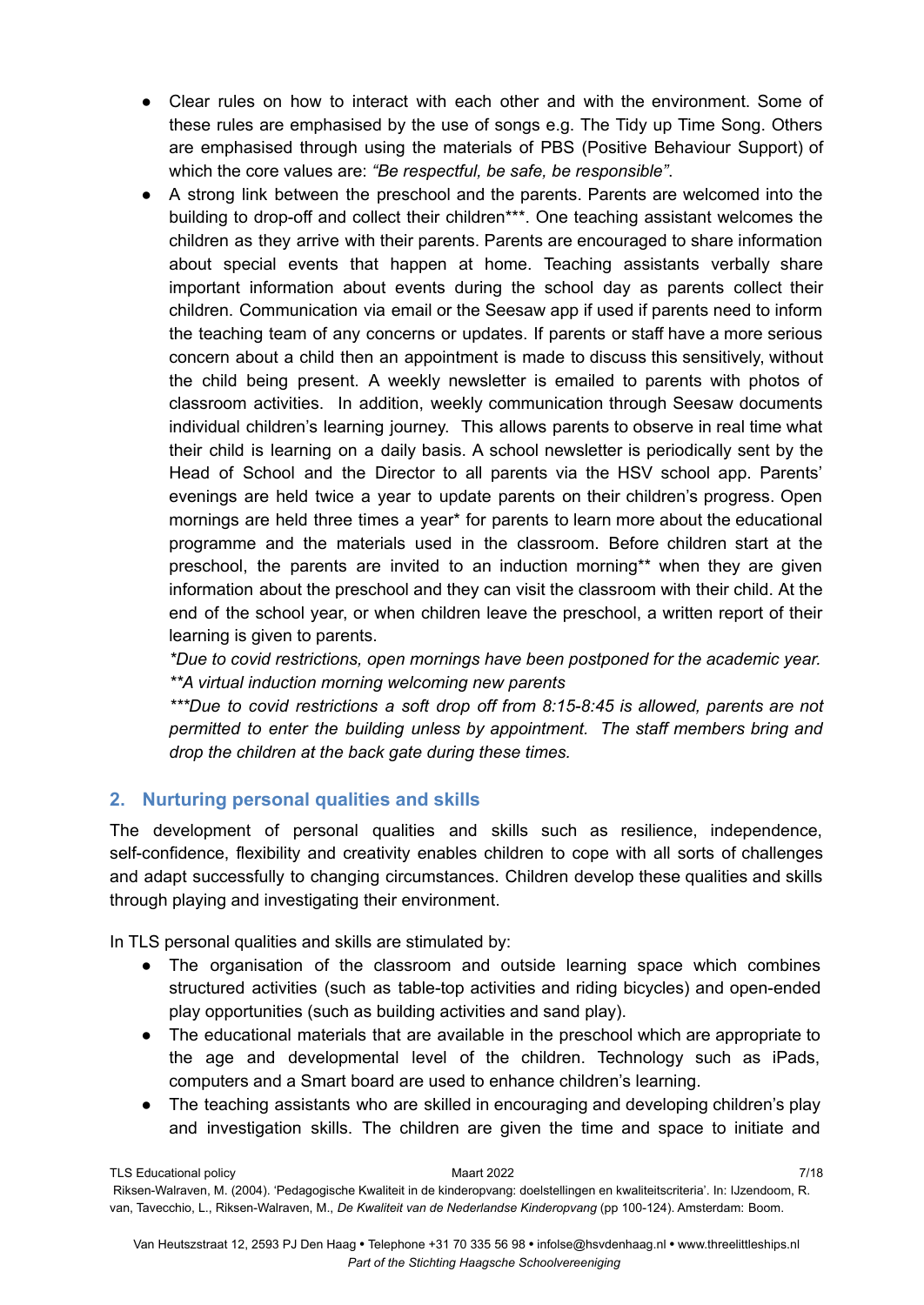- Clear rules on how to interact with each other and with the environment. Some of these rules are emphasised by the use of songs e.g. The Tidy up Time Song. Others are emphasised through using the materials of PBS (Positive Behaviour Support) of which the core values are: *"Be respectful, be safe, be responsible"*.
- A strong link between the preschool and the parents. Parents are welcomed into the building to drop-off and collect their children***. One teaching assistant welcomes the children as they arrive with their parents. Parents are encouraged to share information about special events that happen at home. Teaching assistants verbally share important information about events during the school day as parents collect their children. Communication via email or the Seesaw app if used if parents need to inform the teaching team of any concerns or updates. If parents or staff have a more serious concern about a child then an appointment is made to discuss this sensitively, without the child being present. A weekly newsletter is emailed to parents with photos of classroom activities. In addition, weekly communication through Seesaw documents individual children's learning journey. This allows parents to observe in real time what their child is learning on a daily basis. A school newsletter is periodically sent by the Head of School and the Director to all parents via the HSV school app. Parents' evenings are held twice a year to update parents on their children's progress. Open mornings are held three times a year* for parents to learn more about the educational programme and the materials used in the classroom. Before children start at the preschool, the parents are invited to an induction morning** when they are given information about the preschool and they can visit the classroom with their child. At the end of the school year, or when children leave the preschool, a written report of their learning is given to parents.
  *\*Due to covid restrictions, open mornings have been postponed for the academic year.*
  *\*\*A virtual induction morning welcoming new parents*
  *\*\*\*Due to covid restrictions a soft drop off from 8:15-8:45 is allowed, parents are not permitted to enter the building unless by appointment. The staff members bring and drop the children at the back gate during these times.*

## 2. Nurturing personal qualities and skills

The development of personal qualities and skills such as resilience, independence, self-confidence, flexibility and creativity enables children to cope with all sorts of challenges and adapt successfully to changing circumstances. Children develop these qualities and skills through playing and investigating their environment.

In TLS personal qualities and skills are stimulated by:

- The organisation of the classroom and outside learning space which combines structured activities (such as table-top activities and riding bicycles) and open-ended play opportunities (such as building activities and sand play).
- The educational materials that are available in the preschool which are appropriate to the age and developmental level of the children. Technology such as iPads, computers and a Smart board are used to enhance children's learning.
- The teaching assistants who are skilled in encouraging and developing children's play and investigation skills. The children are given the time and space to initiate and

Riksen-Walraven, M. (2004). 'Pedagogische Kwaliteit in de kinderopvang: doelstellingen en kwaliteitscriteria'. In: IJzendoom, R. van, Tavecchio, L., Riksen-Walraven, M., *De Kwaliteit van de Nederlandse Kinderopvang* (pp 100-124). Amsterdam: Boom.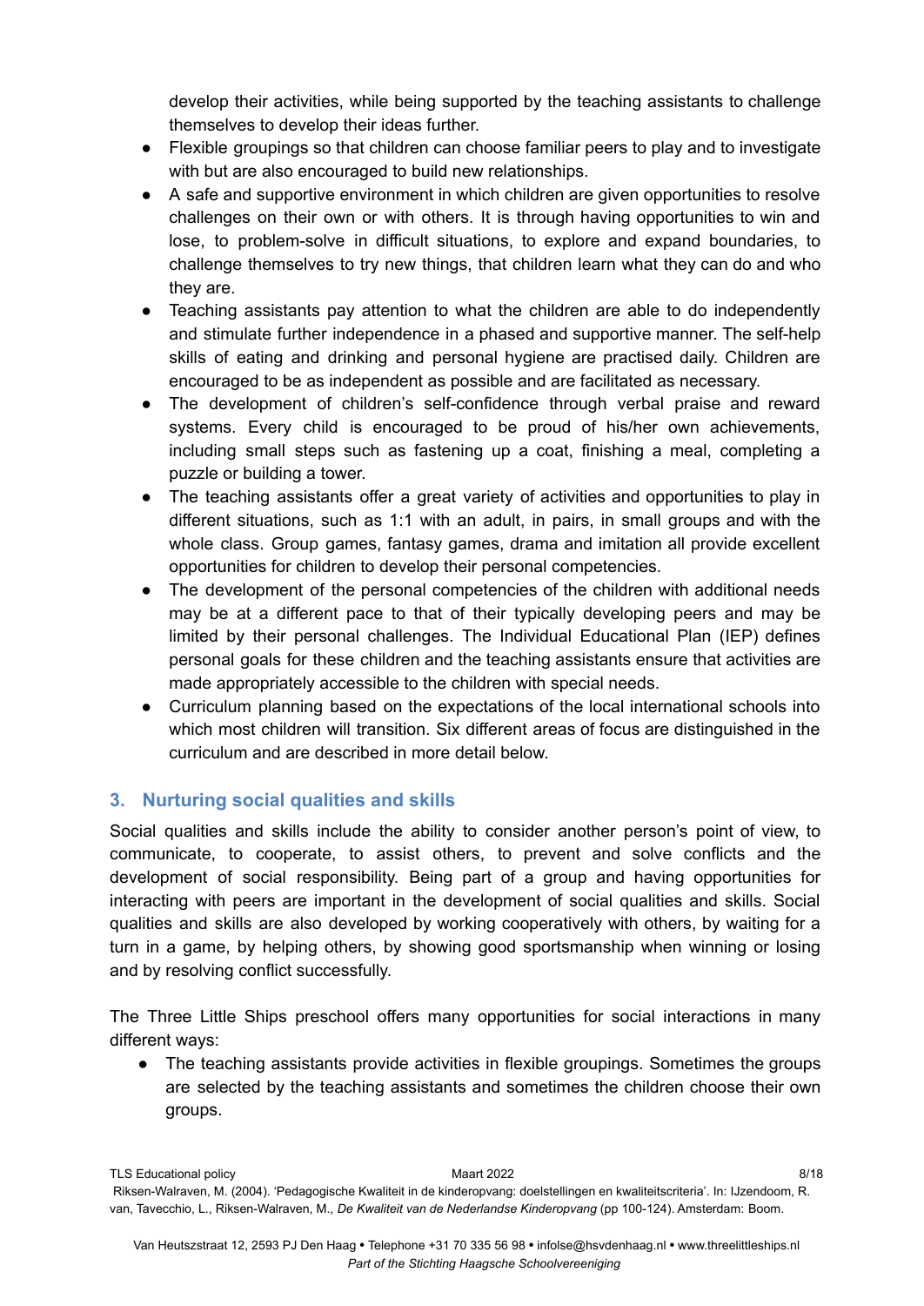develop their activities, while being supported by the teaching assistants to challenge themselves to develop their ideas further.

- Flexible groupings so that children can choose familiar peers to play and to investigate with but are also encouraged to build new relationships.
- A safe and supportive environment in which children are given opportunities to resolve challenges on their own or with others. It is through having opportunities to win and lose, to problem-solve in difficult situations, to explore and expand boundaries, to challenge themselves to try new things, that children learn what they can do and who they are.
- Teaching assistants pay attention to what the children are able to do independently and stimulate further independence in a phased and supportive manner. The self-help skills of eating and drinking and personal hygiene are practised daily. Children are encouraged to be as independent as possible and are facilitated as necessary.
- The development of children's self-confidence through verbal praise and reward systems. Every child is encouraged to be proud of his/her own achievements, including small steps such as fastening up a coat, finishing a meal, completing a puzzle or building a tower.
- The teaching assistants offer a great variety of activities and opportunities to play in different situations, such as 1:1 with an adult, in pairs, in small groups and with the whole class. Group games, fantasy games, drama and imitation all provide excellent opportunities for children to develop their personal competencies.
- The development of the personal competencies of the children with additional needs may be at a different pace to that of their typically developing peers and may be limited by their personal challenges. The Individual Educational Plan (IEP) defines personal goals for these children and the teaching assistants ensure that activities are made appropriately accessible to the children with special needs.
- Curriculum planning based on the expectations of the local international schools into which most children will transition. Six different areas of focus are distinguished in the curriculum and are described in more detail below.

## 3. Nurturing social qualities and skills

Social qualities and skills include the ability to consider another person's point of view, to communicate, to cooperate, to assist others, to prevent and solve conflicts and the development of social responsibility. Being part of a group and having opportunities for interacting with peers are important in the development of social qualities and skills. Social qualities and skills are also developed by working cooperatively with others, by waiting for a turn in a game, by helping others, by showing good sportsmanship when winning or losing and by resolving conflict successfully.

The Three Little Ships preschool offers many opportunities for social interactions in many different ways:

- The teaching assistants provide activities in flexible groupings. Sometimes the groups are selected by the teaching assistants and sometimes the children choose their own groups.

Riksen-Walraven, M. (2004). 'Pedagogische Kwaliteit in de kinderopvang: doelstellingen en kwaliteitscriteria'. In: IJzendoom, R. van, Tavecchio, L., Riksen-Walraven, M., *De Kwaliteit van de Nederlandse Kinderopvang* (pp 100-124). Amsterdam: Boom.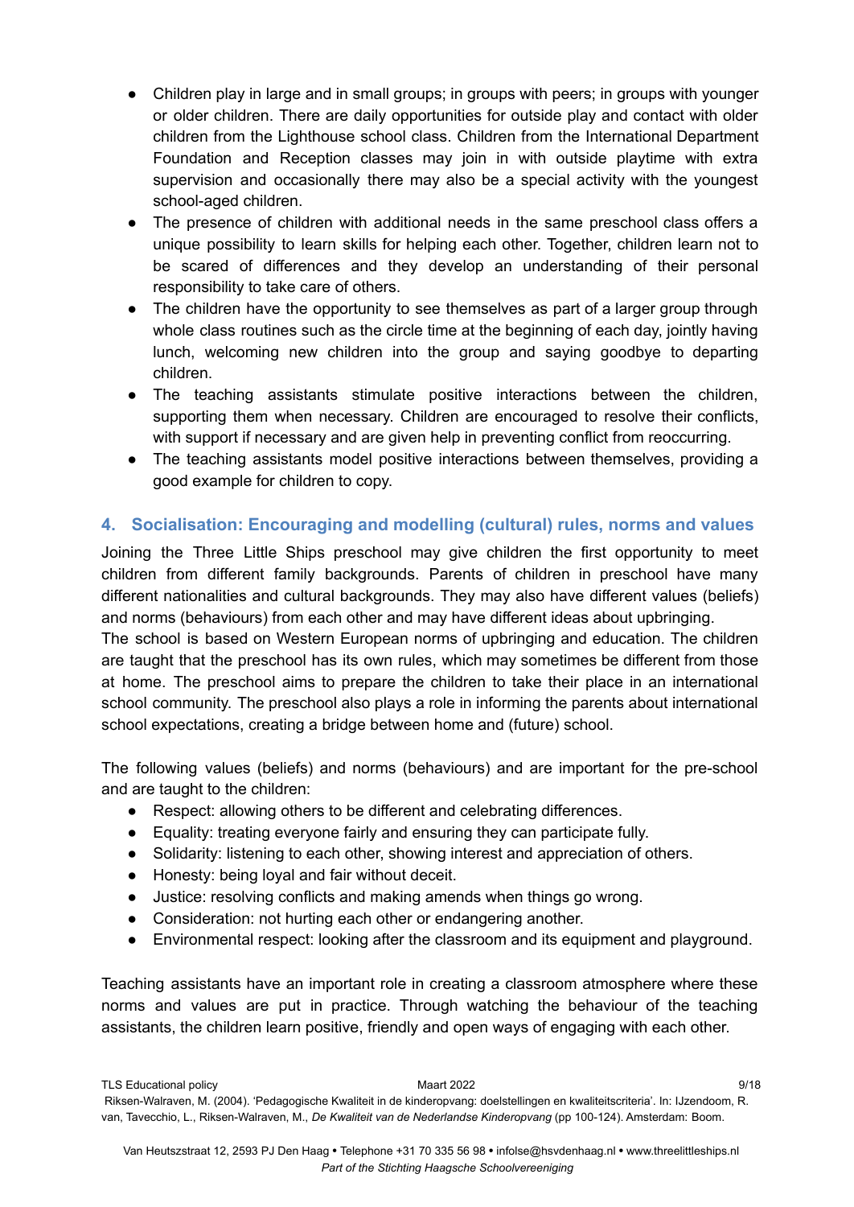- Children play in large and in small groups; in groups with peers; in groups with younger or older children. There are daily opportunities for outside play and contact with older children from the Lighthouse school class. Children from the International Department Foundation and Reception classes may join in with outside playtime with extra supervision and occasionally there may also be a special activity with the youngest school-aged children.
- The presence of children with additional needs in the same preschool class offers a unique possibility to learn skills for helping each other. Together, children learn not to be scared of differences and they develop an understanding of their personal responsibility to take care of others.
- The children have the opportunity to see themselves as part of a larger group through whole class routines such as the circle time at the beginning of each day, jointly having lunch, welcoming new children into the group and saying goodbye to departing children.
- The teaching assistants stimulate positive interactions between the children, supporting them when necessary. Children are encouraged to resolve their conflicts, with support if necessary and are given help in preventing conflict from reoccurring.
- The teaching assistants model positive interactions between themselves, providing a good example for children to copy.

## 4. Socialisation: Encouraging and modelling (cultural) rules, norms and values

Joining the Three Little Ships preschool may give children the first opportunity to meet children from different family backgrounds. Parents of children in preschool have many different nationalities and cultural backgrounds. They may also have different values (beliefs) and norms (behaviours) from each other and may have different ideas about upbringing.
The school is based on Western European norms of upbringing and education. The children are taught that the preschool has its own rules, which may sometimes be different from those at home. The preschool aims to prepare the children to take their place in an international school community. The preschool also plays a role in informing the parents about international school expectations, creating a bridge between home and (future) school.

The following values (beliefs) and norms (behaviours) and are important for the pre-school and are taught to the children:

- Respect: allowing others to be different and celebrating differences.
- Equality: treating everyone fairly and ensuring they can participate fully.
- Solidarity: listening to each other, showing interest and appreciation of others.
- Honesty: being loyal and fair without deceit.
- Justice: resolving conflicts and making amends when things go wrong.
- Consideration: not hurting each other or endangering another.
- Environmental respect: looking after the classroom and its equipment and playground.

Teaching assistants have an important role in creating a classroom atmosphere where these norms and values are put in practice. Through watching the behaviour of the teaching assistants, the children learn positive, friendly and open ways of engaging with each other.

Riksen-Walraven, M. (2004). 'Pedagogische Kwaliteit in de kinderopvang: doelstellingen en kwaliteitscriteria'. In: IJzendoom, R. van, Tavecchio, L., Riksen-Walraven, M., *De Kwaliteit van de Nederlandse Kinderopvang* (pp 100-124). Amsterdam: Boom.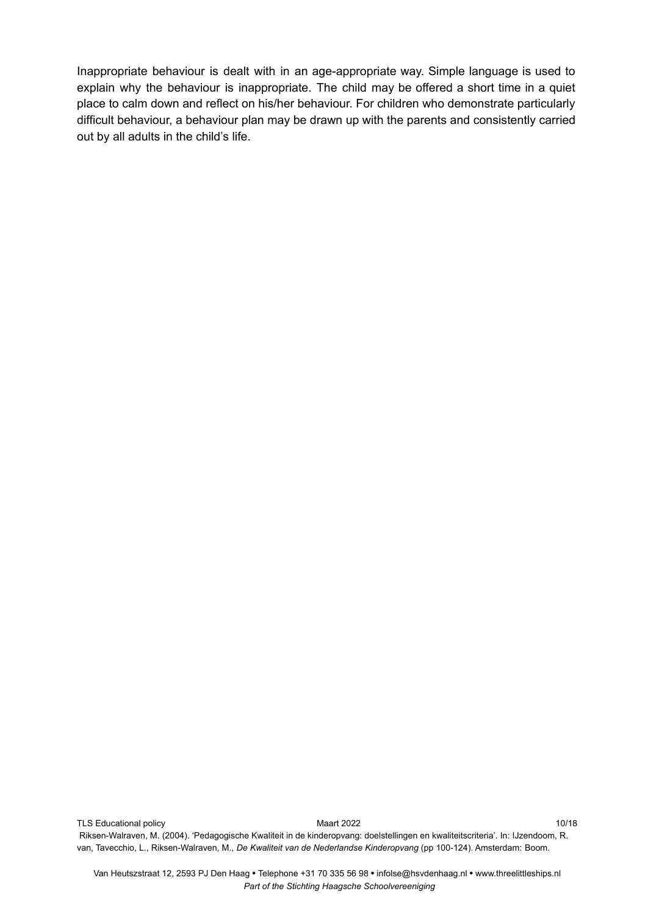Inappropriate behaviour is dealt with in an age-appropriate way. Simple language is used to explain why the behaviour is inappropriate. The child may be offered a short time in a quiet place to calm down and reflect on his/her behaviour. For children who demonstrate particularly difficult behaviour, a behaviour plan may be drawn up with the parents and consistently carried out by all adults in the child's life.

Riksen-Walraven, M. (2004). 'Pedagogische Kwaliteit in de kinderopvang: doelstellingen en kwaliteitscriteria'. In: IJzendoom, R. van, Tavecchio, L., Riksen-Walraven, M., *De Kwaliteit van de Nederlandse Kinderopvang* (pp 100-124). Amsterdam: Boom.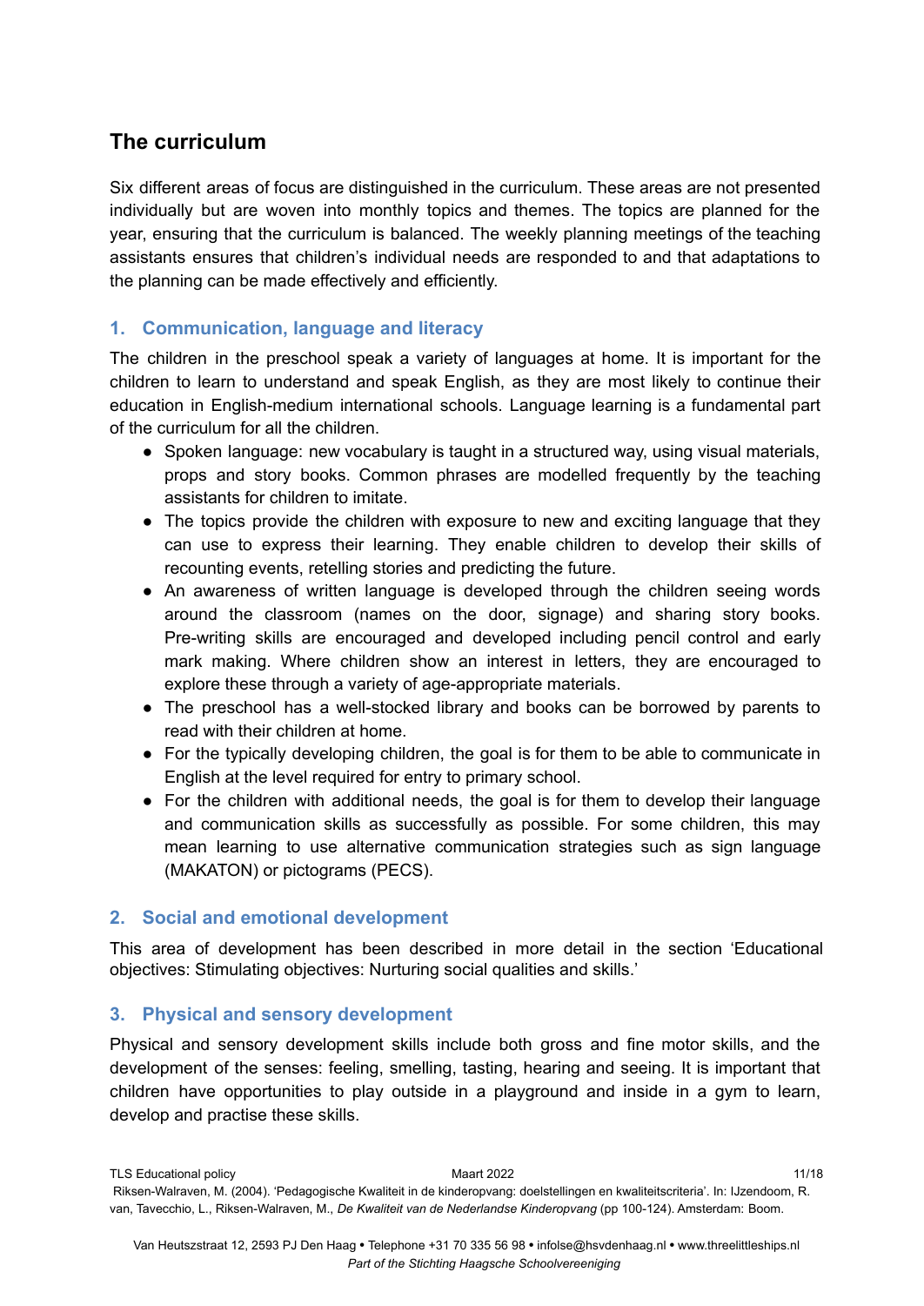## The curriculum

Six different areas of focus are distinguished in the curriculum. These areas are not presented individually but are woven into monthly topics and themes. The topics are planned for the year, ensuring that the curriculum is balanced. The weekly planning meetings of the teaching assistants ensures that children's individual needs are responded to and that adaptations to the planning can be made effectively and efficiently.

### 1. Communication, language and literacy

The children in the preschool speak a variety of languages at home. It is important for the children to learn to understand and speak English, as they are most likely to continue their education in English-medium international schools. Language learning is a fundamental part of the curriculum for all the children.

- Spoken language: new vocabulary is taught in a structured way, using visual materials, props and story books. Common phrases are modelled frequently by the teaching assistants for children to imitate.
- The topics provide the children with exposure to new and exciting language that they can use to express their learning. They enable children to develop their skills of recounting events, retelling stories and predicting the future.
- An awareness of written language is developed through the children seeing words around the classroom (names on the door, signage) and sharing story books. Pre-writing skills are encouraged and developed including pencil control and early mark making. Where children show an interest in letters, they are encouraged to explore these through a variety of age-appropriate materials.
- The preschool has a well-stocked library and books can be borrowed by parents to read with their children at home.
- For the typically developing children, the goal is for them to be able to communicate in English at the level required for entry to primary school.
- For the children with additional needs, the goal is for them to develop their language and communication skills as successfully as possible. For some children, this may mean learning to use alternative communication strategies such as sign language (MAKATON) or pictograms (PECS).

### 2. Social and emotional development

This area of development has been described in more detail in the section 'Educational objectives: Stimulating objectives: Nurturing social qualities and skills.'

### 3. Physical and sensory development

Physical and sensory development skills include both gross and fine motor skills, and the development of the senses: feeling, smelling, tasting, hearing and seeing. It is important that children have opportunities to play outside in a playground and inside in a gym to learn, develop and practise these skills.

Riksen-Walraven, M. (2004). 'Pedagogische Kwaliteit in de kinderopvang: doelstellingen en kwaliteitscriteria'. In: IJzendoom, R. van, Tavecchio, L., Riksen-Walraven, M., *De Kwaliteit van de Nederlandse Kinderopvang* (pp 100-124). Amsterdam: Boom.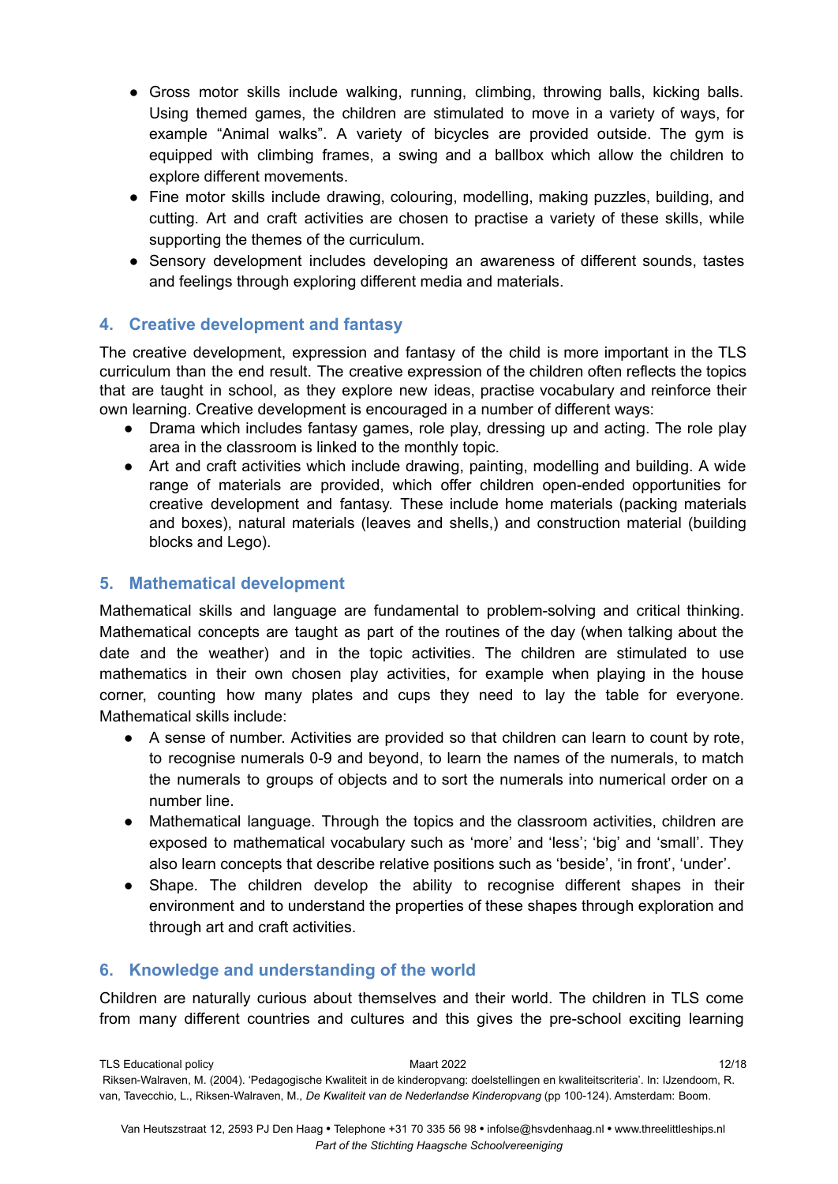- Gross motor skills include walking, running, climbing, throwing balls, kicking balls. Using themed games, the children are stimulated to move in a variety of ways, for example "Animal walks". A variety of bicycles are provided outside. The gym is equipped with climbing frames, a swing and a ballbox which allow the children to explore different movements.
- Fine motor skills include drawing, colouring, modelling, making puzzles, building, and cutting. Art and craft activities are chosen to practise a variety of these skills, while supporting the themes of the curriculum.
- Sensory development includes developing an awareness of different sounds, tastes and feelings through exploring different media and materials.

## 4. Creative development and fantasy

The creative development, expression and fantasy of the child is more important in the TLS curriculum than the end result. The creative expression of the children often reflects the topics that are taught in school, as they explore new ideas, practise vocabulary and reinforce their own learning. Creative development is encouraged in a number of different ways:

- Drama which includes fantasy games, role play, dressing up and acting. The role play area in the classroom is linked to the monthly topic.
- Art and craft activities which include drawing, painting, modelling and building. A wide range of materials are provided, which offer children open-ended opportunities for creative development and fantasy. These include home materials (packing materials and boxes), natural materials (leaves and shells,) and construction material (building blocks and Lego).

## 5. Mathematical development

Mathematical skills and language are fundamental to problem-solving and critical thinking. Mathematical concepts are taught as part of the routines of the day (when talking about the date and the weather) and in the topic activities. The children are stimulated to use mathematics in their own chosen play activities, for example when playing in the house corner, counting how many plates and cups they need to lay the table for everyone. Mathematical skills include:

- A sense of number. Activities are provided so that children can learn to count by rote, to recognise numerals 0-9 and beyond, to learn the names of the numerals, to match the numerals to groups of objects and to sort the numerals into numerical order on a number line.
- Mathematical language. Through the topics and the classroom activities, children are exposed to mathematical vocabulary such as 'more' and 'less'; 'big' and 'small'. They also learn concepts that describe relative positions such as 'beside', 'in front', 'under'.
- Shape. The children develop the ability to recognise different shapes in their environment and to understand the properties of these shapes through exploration and through art and craft activities.

## 6. Knowledge and understanding of the world

Children are naturally curious about themselves and their world. The children in TLS come from many different countries and cultures and this gives the pre-school exciting learning

Riksen-Walraven, M. (2004). 'Pedagogische Kwaliteit in de kinderopvang: doelstellingen en kwaliteitscriteria'. In: IJzendoom, R. van, Tavecchio, L., Riksen-Walraven, M., *De Kwaliteit van de Nederlandse Kinderopvang* (pp 100-124). Amsterdam: Boom.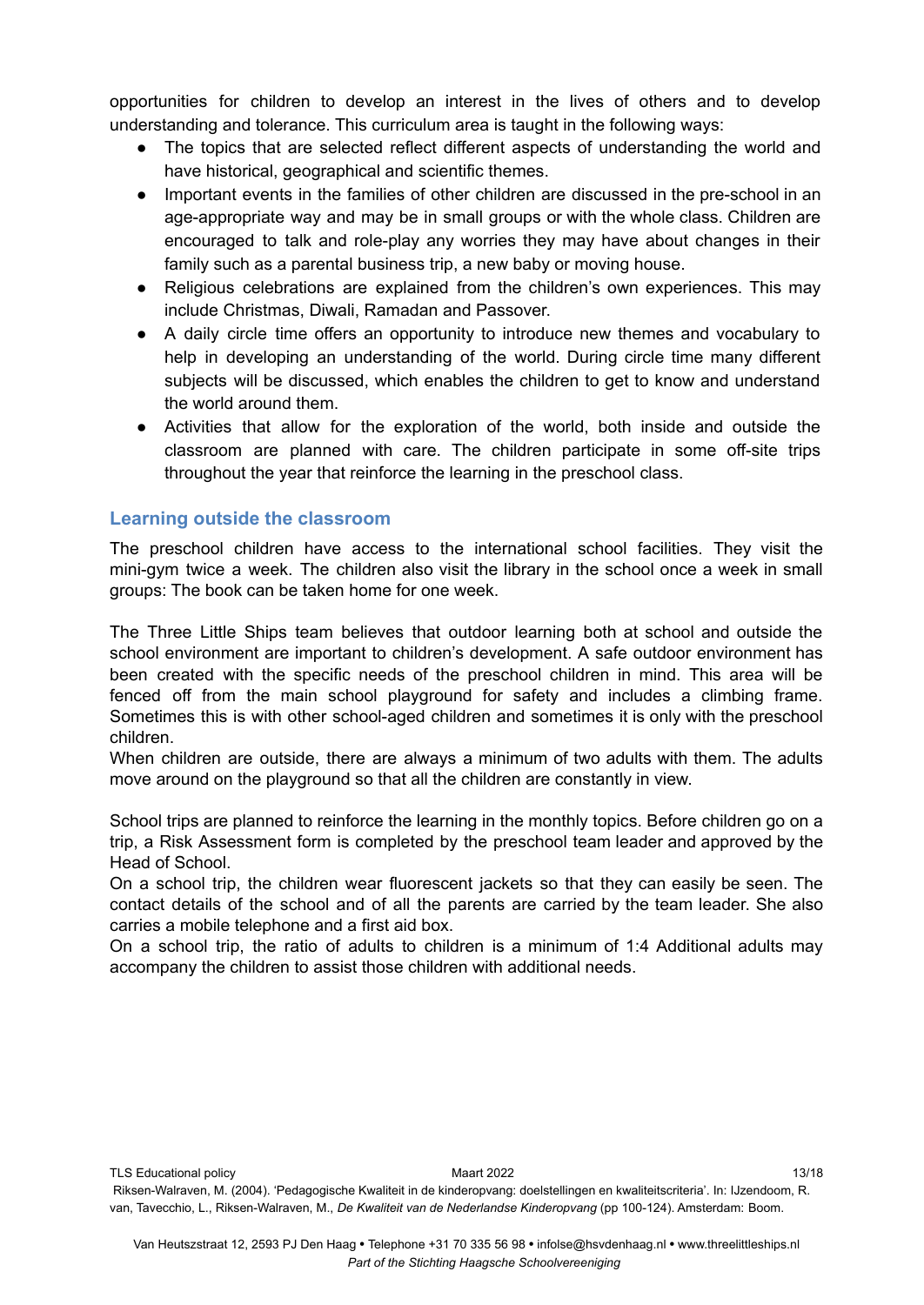opportunities for children to develop an interest in the lives of others and to develop understanding and tolerance. This curriculum area is taught in the following ways:

- The topics that are selected reflect different aspects of understanding the world and have historical, geographical and scientific themes.
- Important events in the families of other children are discussed in the pre-school in an age-appropriate way and may be in small groups or with the whole class. Children are encouraged to talk and role-play any worries they may have about changes in their family such as a parental business trip, a new baby or moving house.
- Religious celebrations are explained from the children's own experiences. This may include Christmas, Diwali, Ramadan and Passover.
- A daily circle time offers an opportunity to introduce new themes and vocabulary to help in developing an understanding of the world. During circle time many different subjects will be discussed, which enables the children to get to know and understand the world around them.
- Activities that allow for the exploration of the world, both inside and outside the classroom are planned with care. The children participate in some off-site trips throughout the year that reinforce the learning in the preschool class.

## Learning outside the classroom

The preschool children have access to the international school facilities. They visit the mini-gym twice a week. The children also visit the library in the school once a week in small groups: The book can be taken home for one week.

The Three Little Ships team believes that outdoor learning both at school and outside the school environment are important to children's development. A safe outdoor environment has been created with the specific needs of the preschool children in mind. This area will be fenced off from the main school playground for safety and includes a climbing frame. Sometimes this is with other school-aged children and sometimes it is only with the preschool children.
When children are outside, there are always a minimum of two adults with them. The adults move around on the playground so that all the children are constantly in view.

School trips are planned to reinforce the learning in the monthly topics. Before children go on a trip, a Risk Assessment form is completed by the preschool team leader and approved by the Head of School.
On a school trip, the children wear fluorescent jackets so that they can easily be seen. The contact details of the school and of all the parents are carried by the team leader. She also carries a mobile telephone and a first aid box.
On a school trip, the ratio of adults to children is a minimum of 1:4 Additional adults may accompany the children to assist those children with additional needs.

Riksen-Walraven, M. (2004). 'Pedagogische Kwaliteit in de kinderopvang: doelstellingen en kwaliteitscriteria'. In: IJzendoom, R. van, Tavecchio, L., Riksen-Walraven, M., *De Kwaliteit van de Nederlandse Kinderopvang* (pp 100-124). Amsterdam: Boom.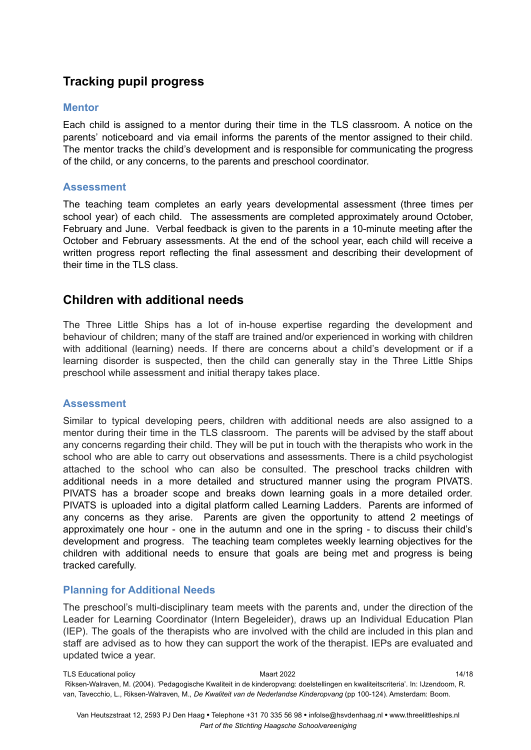## Tracking pupil progress

### Mentor

Each child is assigned to a mentor during their time in the TLS classroom. A notice on the parents' noticeboard and via email informs the parents of the mentor assigned to their child. The mentor tracks the child's development and is responsible for communicating the progress of the child, or any concerns, to the parents and preschool coordinator.

### Assessment

The teaching team completes an early years developmental assessment (three times per school year) of each child. The assessments are completed approximately around October, February and June. Verbal feedback is given to the parents in a 10-minute meeting after the October and February assessments. At the end of the school year, each child will receive a written progress report reflecting the final assessment and describing their development of their time in the TLS class.

## Children with additional needs

The Three Little Ships has a lot of in-house expertise regarding the development and behaviour of children; many of the staff are trained and/or experienced in working with children with additional (learning) needs. If there are concerns about a child's development or if a learning disorder is suspected, then the child can generally stay in the Three Little Ships preschool while assessment and initial therapy takes place.

### Assessment

Similar to typical developing peers, children with additional needs are also assigned to a mentor during their time in the TLS classroom. The parents will be advised by the staff about any concerns regarding their child. They will be put in touch with the therapists who work in the school who are able to carry out observations and assessments. There is a child psychologist attached to the school who can also be consulted. The preschool tracks children with additional needs in a more detailed and structured manner using the program PIVATS. PIVATS has a broader scope and breaks down learning goals in a more detailed order. PIVATS is uploaded into a digital platform called Learning Ladders. Parents are informed of any concerns as they arise. Parents are given the opportunity to attend 2 meetings of approximately one hour - one in the autumn and one in the spring - to discuss their child's development and progress. The teaching team completes weekly learning objectives for the children with additional needs to ensure that goals are being met and progress is being tracked carefully.

### Planning for Additional Needs

The preschool's multi-disciplinary team meets with the parents and, under the direction of the Leader for Learning Coordinator (Intern Begeleider), draws up an Individual Education Plan (IEP). The goals of the therapists who are involved with the child are included in this plan and staff are advised as to how they can support the work of the therapist. IEPs are evaluated and updated twice a year.

Riksen-Walraven, M. (2004). 'Pedagogische Kwaliteit in de kinderopvang: doelstellingen en kwaliteitscriteria'. In: IJzendoom, R. van, Tavecchio, L., Riksen-Walraven, M., *De Kwaliteit van de Nederlandse Kinderopvang* (pp 100-124). Amsterdam: Boom.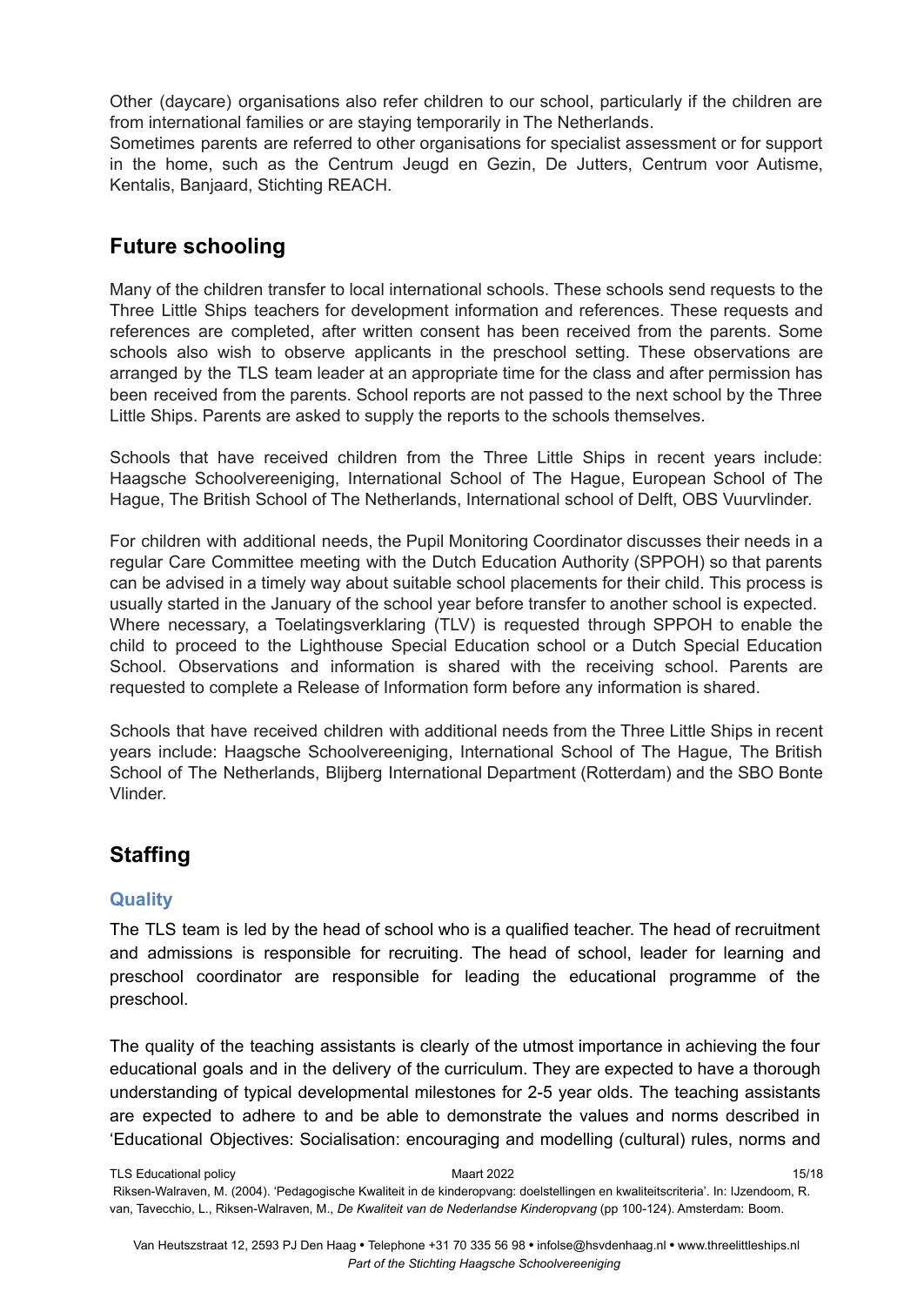Other (daycare) organisations also refer children to our school, particularly if the children are from international families or are staying temporarily in The Netherlands.
Sometimes parents are referred to other organisations for specialist assessment or for support in the home, such as the Centrum Jeugd en Gezin, De Jutters, Centrum voor Autisme, Kentalis, Banjaard, Stichting REACH.

## Future schooling

Many of the children transfer to local international schools. These schools send requests to the Three Little Ships teachers for development information and references. These requests and references are completed, after written consent has been received from the parents. Some schools also wish to observe applicants in the preschool setting. These observations are arranged by the TLS team leader at an appropriate time for the class and after permission has been received from the parents. School reports are not passed to the next school by the Three Little Ships. Parents are asked to supply the reports to the schools themselves.

Schools that have received children from the Three Little Ships in recent years include: Haagsche Schoolvereeniging, International School of The Hague, European School of The Hague, The British School of The Netherlands, International school of Delft, OBS Vuurvlinder.

For children with additional needs, the Pupil Monitoring Coordinator discusses their needs in a regular Care Committee meeting with the Dutch Education Authority (SPPOH) so that parents can be advised in a timely way about suitable school placements for their child. This process is usually started in the January of the school year before transfer to another school is expected.
Where necessary, a Toelatingsverklaring (TLV) is requested through SPPOH to enable the child to proceed to the Lighthouse Special Education school or a Dutch Special Education School. Observations and information is shared with the receiving school. Parents are requested to complete a Release of Information form before any information is shared.

Schools that have received children with additional needs from the Three Little Ships in recent years include: Haagsche Schoolvereeniging, International School of The Hague, The British School of The Netherlands, Blijberg International Department (Rotterdam) and the SBO Bonte Vlinder.

## Staffing

### Quality

The TLS team is led by the head of school who is a qualified teacher. The head of recruitment and admissions is responsible for recruiting. The head of school, leader for learning and preschool coordinator are responsible for leading the educational programme of the preschool.

The quality of the teaching assistants is clearly of the utmost importance in achieving the four educational goals and in the delivery of the curriculum. They are expected to have a thorough understanding of typical developmental milestones for 2-5 year olds. The teaching assistants are expected to adhere to and be able to demonstrate the values and norms described in 'Educational Objectives: Socialisation: encouraging and modelling (cultural) rules, norms and

Riksen-Walraven, M. (2004). 'Pedagogische Kwaliteit in de kinderopvang: doelstellingen en kwaliteitscriteria'. In: IJzendoom, R. van, Tavecchio, L., Riksen-Walraven, M., *De Kwaliteit van de Nederlandse Kinderopvang* (pp 100-124). Amsterdam: Boom.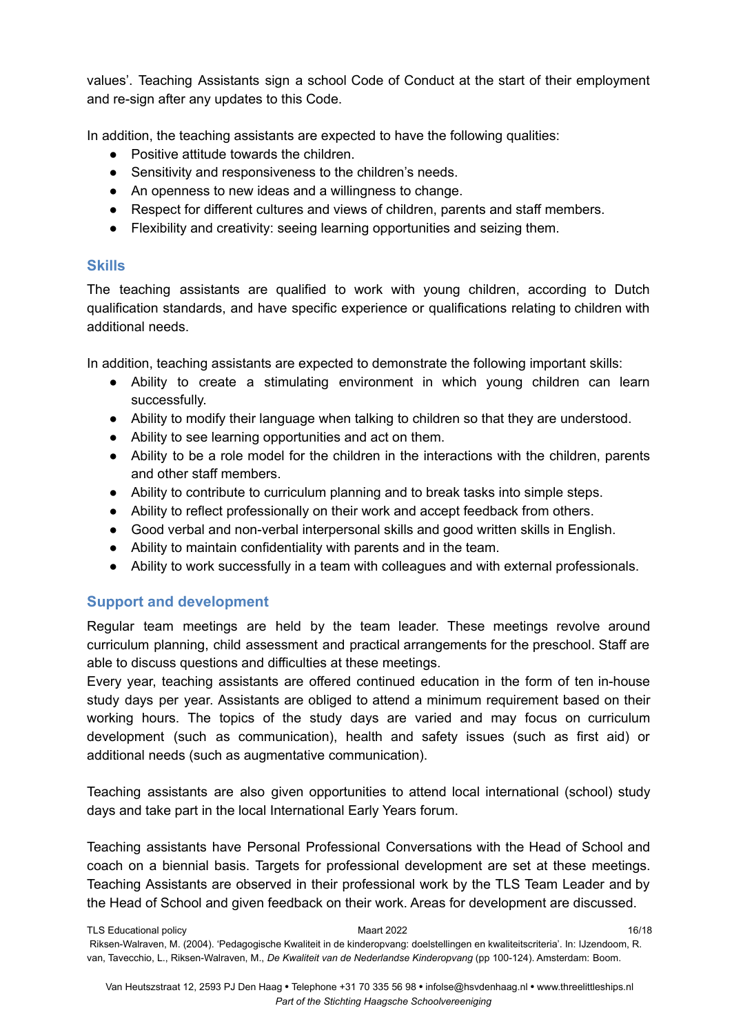values'. Teaching Assistants sign a school Code of Conduct at the start of their employment and re-sign after any updates to this Code.

In addition, the teaching assistants are expected to have the following qualities:

- Positive attitude towards the children.
- Sensitivity and responsiveness to the children's needs.
- An openness to new ideas and a willingness to change.
- Respect for different cultures and views of children, parents and staff members.
- Flexibility and creativity: seeing learning opportunities and seizing them.

## Skills

The teaching assistants are qualified to work with young children, according to Dutch qualification standards, and have specific experience or qualifications relating to children with additional needs.

In addition, teaching assistants are expected to demonstrate the following important skills:

- Ability to create a stimulating environment in which young children can learn successfully.
- Ability to modify their language when talking to children so that they are understood.
- Ability to see learning opportunities and act on them.
- Ability to be a role model for the children in the interactions with the children, parents and other staff members.
- Ability to contribute to curriculum planning and to break tasks into simple steps.
- Ability to reflect professionally on their work and accept feedback from others.
- Good verbal and non-verbal interpersonal skills and good written skills in English.
- Ability to maintain confidentiality with parents and in the team.
- Ability to work successfully in a team with colleagues and with external professionals.

## Support and development

Regular team meetings are held by the team leader. These meetings revolve around curriculum planning, child assessment and practical arrangements for the preschool. Staff are able to discuss questions and difficulties at these meetings.

Every year, teaching assistants are offered continued education in the form of ten in-house study days per year. Assistants are obliged to attend a minimum requirement based on their working hours. The topics of the study days are varied and may focus on curriculum development (such as communication), health and safety issues (such as first aid) or additional needs (such as augmentative communication).

Teaching assistants are also given opportunities to attend local international (school) study days and take part in the local International Early Years forum.

Teaching assistants have Personal Professional Conversations with the Head of School and coach on a biennial basis. Targets for professional development are set at these meetings. Teaching Assistants are observed in their professional work by the TLS Team Leader and by the Head of School and given feedback on their work. Areas for development are discussed.

Riksen-Walraven, M. (2004). 'Pedagogische Kwaliteit in de kinderopvang: doelstellingen en kwaliteitscriteria'. In: IJzendoom, R. van, Tavecchio, L., Riksen-Walraven, M., *De Kwaliteit van de Nederlandse Kinderopvang* (pp 100-124). Amsterdam: Boom.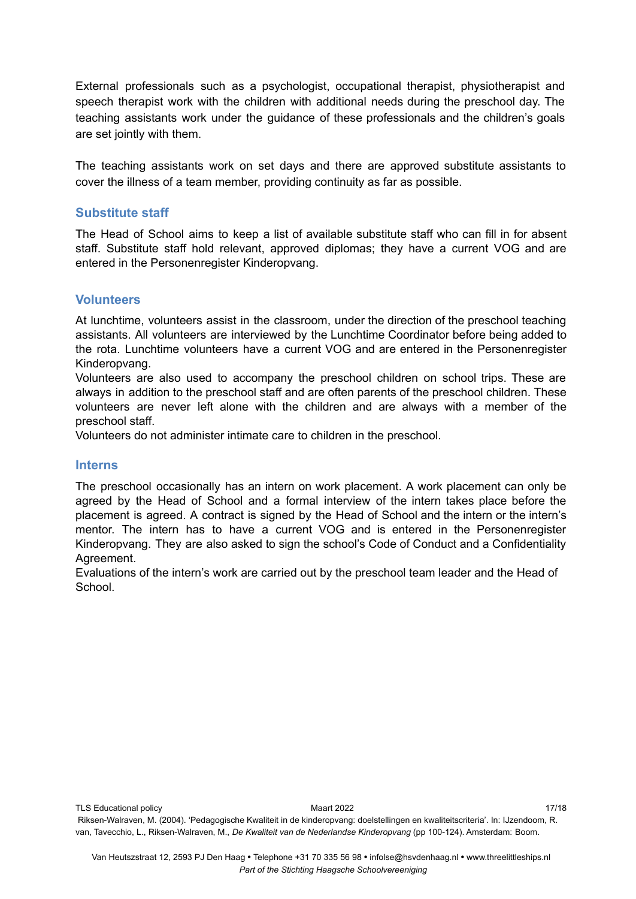External professionals such as a psychologist, occupational therapist, physiotherapist and speech therapist work with the children with additional needs during the preschool day. The teaching assistants work under the guidance of these professionals and the children's goals are set jointly with them.

The teaching assistants work on set days and there are approved substitute assistants to cover the illness of a team member, providing continuity as far as possible.

### Substitute staff

The Head of School aims to keep a list of available substitute staff who can fill in for absent staff. Substitute staff hold relevant, approved diplomas; they have a current VOG and are entered in the Personenregister Kinderopvang.

### Volunteers

At lunchtime, volunteers assist in the classroom, under the direction of the preschool teaching assistants. All volunteers are interviewed by the Lunchtime Coordinator before being added to the rota. Lunchtime volunteers have a current VOG and are entered in the Personenregister Kinderopvang.

Volunteers are also used to accompany the preschool children on school trips. These are always in addition to the preschool staff and are often parents of the preschool children. These volunteers are never left alone with the children and are always with a member of the preschool staff.

Volunteers do not administer intimate care to children in the preschool.

### Interns

The preschool occasionally has an intern on work placement. A work placement can only be agreed by the Head of School and a formal interview of the intern takes place before the placement is agreed. A contract is signed by the Head of School and the intern or the intern's mentor. The intern has to have a current VOG and is entered in the Personenregister Kinderopvang. They are also asked to sign the school's Code of Conduct and a Confidentiality Agreement.

Evaluations of the intern's work are carried out by the preschool team leader and the Head of School.

Riksen-Walraven, M. (2004). 'Pedagogische Kwaliteit in de kinderopvang: doelstellingen en kwaliteitscriteria'. In: IJzendoom, R. van, Tavecchio, L., Riksen-Walraven, M., *De Kwaliteit van de Nederlandse Kinderopvang* (pp 100-124). Amsterdam: Boom.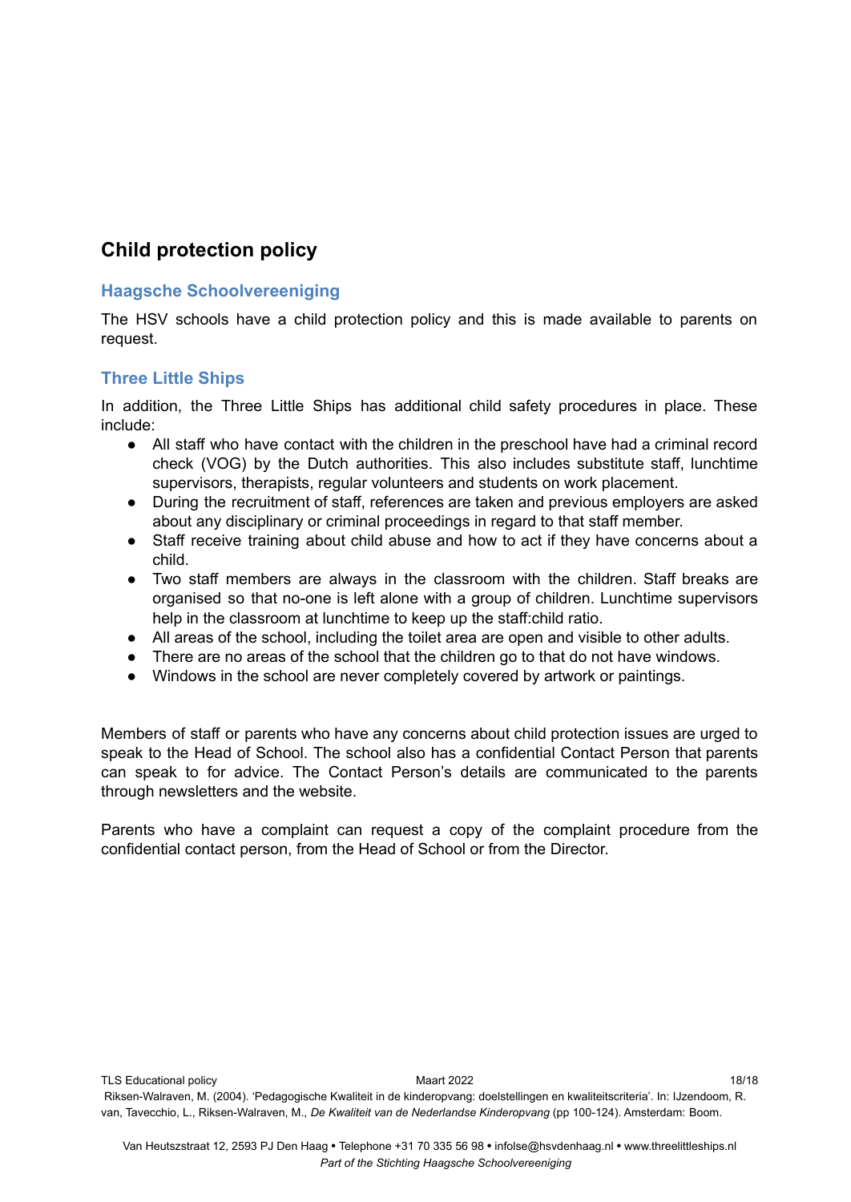## Child protection policy

### Haagsche Schoolvereeniging

The HSV schools have a child protection policy and this is made available to parents on request.

### Three Little Ships

In addition, the Three Little Ships has additional child safety procedures in place. These include:

- All staff who have contact with the children in the preschool have had a criminal record check (VOG) by the Dutch authorities. This also includes substitute staff, lunchtime supervisors, therapists, regular volunteers and students on work placement.
- During the recruitment of staff, references are taken and previous employers are asked about any disciplinary or criminal proceedings in regard to that staff member.
- Staff receive training about child abuse and how to act if they have concerns about a child.
- Two staff members are always in the classroom with the children. Staff breaks are organised so that no-one is left alone with a group of children. Lunchtime supervisors help in the classroom at lunchtime to keep up the staff:child ratio.
- All areas of the school, including the toilet area are open and visible to other adults.
- There are no areas of the school that the children go to that do not have windows.
- Windows in the school are never completely covered by artwork or paintings.

Members of staff or parents who have any concerns about child protection issues are urged to speak to the Head of School. The school also has a confidential Contact Person that parents can speak to for advice. The Contact Person's details are communicated to the parents through newsletters and the website.

Parents who have a complaint can request a copy of the complaint procedure from the confidential contact person, from the Head of School or from the Director.

Riksen-Walraven, M. (2004). 'Pedagogische Kwaliteit in de kinderopvang: doelstellingen en kwaliteitscriteria'. In: IJzendoom, R. van, Tavecchio, L., Riksen-Walraven, M., *De Kwaliteit van de Nederlandse Kinderopvang* (pp 100-124). Amsterdam: Boom.